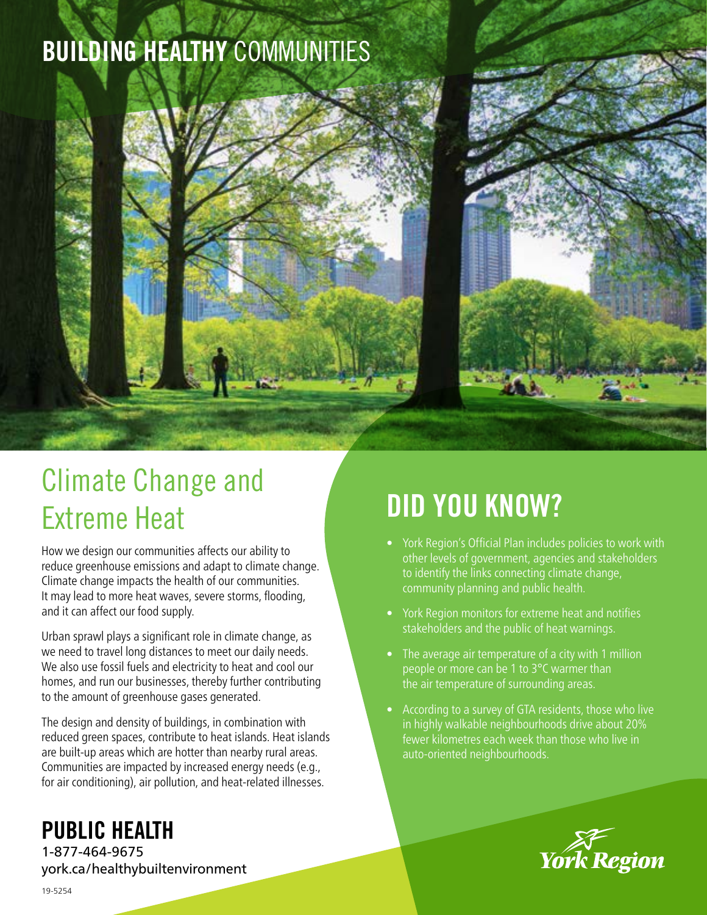# BUILDING HEALTHY COMMUNITIES

## Climate Change and Extreme Heat

How we design our communities affects our ability to reduce greenhouse emissions and adapt to climate change. Climate change impacts the health of our communities. It may lead to more heat waves, severe storms, flooding, and it can affect our food supply.

Urban sprawl plays a significant role in climate change, as we need to travel long distances to meet our daily needs. We also use fossil fuels and electricity to heat and cool our homes, and run our businesses, thereby further contributing to the amount of greenhouse gases generated.

The design and density of buildings, in combination with reduced green spaces, contribute to heat islands. Heat islands are built-up areas which are hotter than nearby rural areas. Communities are impacted by increased energy needs (e.g., for air conditioning), air pollution, and heat-related illnesses.

## DID YOU KNOW?

- York Region's Official Plan includes policies to work with other levels of government, agencies and stakeholders to identify the links connecting climate change, community planning and public health.
- York Region monitors for extreme heat and notifies stakeholders and the public of heat warnings.
- The average air temperature of a city with 1 million people or more can be 1 to 3°C warmer than the air temperature of surrounding areas.
- According to a survey of GTA residents, those who live in highly walkable neighbourhoods drive about 20% fewer kilometres each week than those who live in auto-oriented neighbourhoods.

**PUBLIC HEALTH**

1-877-464-9675

york.ca/healthybuiltenvironment

York Region

19-5254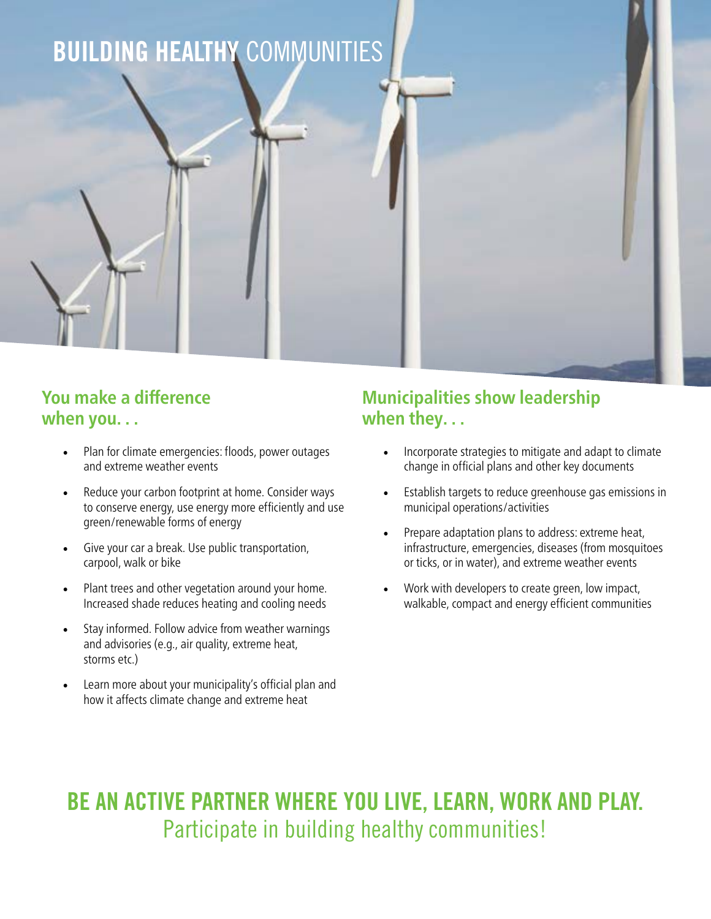# BUILDING HEALTHY COMMUNITIES

## You make a difference when you. . .

- Plan for climate emergencies: floods, power outages and extreme weather events
- Reduce your carbon footprint at home. Consider ways to conserve energy, use energy more efficiently and use green/renewable forms of energy
- Give your car a break. Use public transportation, carpool, walk or bike
- Plant trees and other vegetation around your home. Increased shade reduces heating and cooling needs
- Stay informed. Follow advice from weather warnings and advisories (e.g., air quality, extreme heat, storms etc.)
- Learn more about your municipality's official plan and how it affects climate change and extreme heat

## Municipalities show leadership when they. . .

- Incorporate strategies to mitigate and adapt to climate change in official plans and other key documents
- Establish targets to reduce greenhouse gas emissions in municipal operations/activities
- Prepare adaptation plans to address: extreme heat, infrastructure, emergencies, diseases (from mosquitoes or ticks, or in water), and extreme weather events
- Work with developers to create green, low impact, walkable, compact and energy efficient communities

## BE AN ACTIVE PARTNER WHERE YOU LIVE, LEARN, WORK AND PLAY.

Participate in building healthy communities!